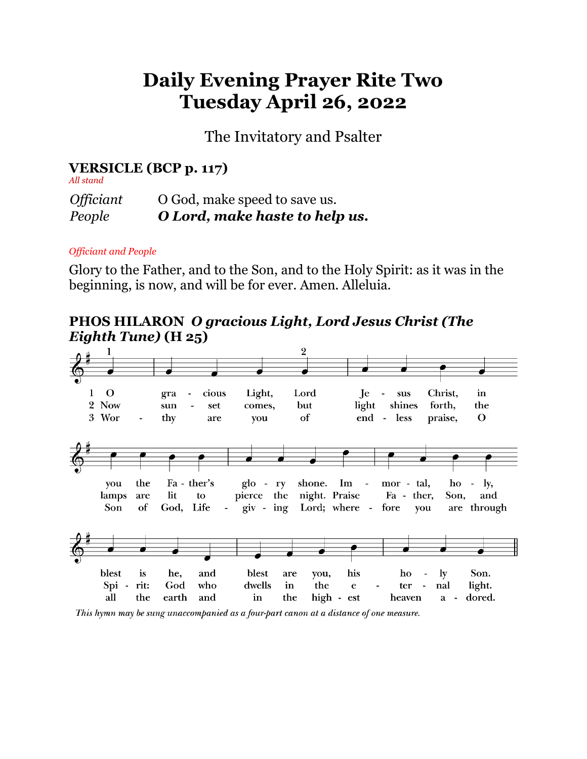# Daily Evening Prayer Rite Two
# Tuesday April 26, 2022

The Invitatory and Psalter

## VERSICLE (BCP p. 117)

*All stand*

*Officiant* O God, make speed to save us.
*People* ***O Lord, make haste to help us.***

*Officiant and People*

Glory to the Father, and to the Son, and to the Holy Spirit: as it was in the beginning, is now, and will be for ever. Amen. Alleluia.

## PHOS HILARON *O gracious Light, Lord Jesus Christ (The Eighth Tune)* (H 25)

1 O gracious Light, Lord Jesus Christ, in you the Father's glory shone. Immortal, holy, blest is he, and blest are you, his holy Son.

2 Now sunset comes, but light shines forth, the lamps are lit to pierce the night. Praise Father, Son, and Spirit: God who dwells in the eternal light.

3 Worthy are you of endless praise, O Son of God, Life-giving Lord; wherefore you are through all the earth and in the highest heaven adored.

*This hymn may be sung unaccompanied as a four-part canon at a distance of one measure.*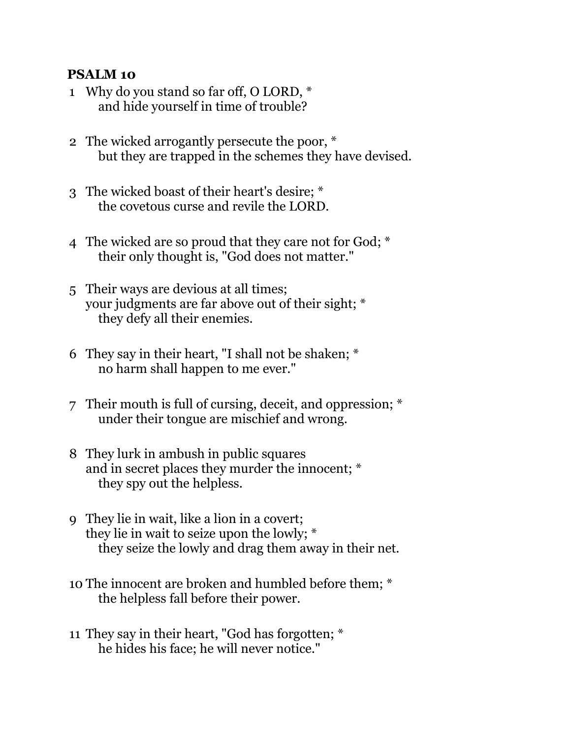**PSALM 10**

1 Why do you stand so far off, O LORD, *
    and hide yourself in time of trouble?

2 The wicked arrogantly persecute the poor, *
    but they are trapped in the schemes they have devised.

3 The wicked boast of their heart's desire; *
    the covetous curse and revile the LORD.

4 The wicked are so proud that they care not for God; *
    their only thought is, "God does not matter."

5 Their ways are devious at all times;
  your judgments are far above out of their sight; *
    they defy all their enemies.

6 They say in their heart, "I shall not be shaken; *
    no harm shall happen to me ever."

7 Their mouth is full of cursing, deceit, and oppression; *
    under their tongue are mischief and wrong.

8 They lurk in ambush in public squares
  and in secret places they murder the innocent; *
    they spy out the helpless.

9 They lie in wait, like a lion in a covert;
  they lie in wait to seize upon the lowly; *
    they seize the lowly and drag them away in their net.

10 The innocent are broken and humbled before them; *
    the helpless fall before their power.

11 They say in their heart, "God has forgotten; *
    he hides his face; he will never notice."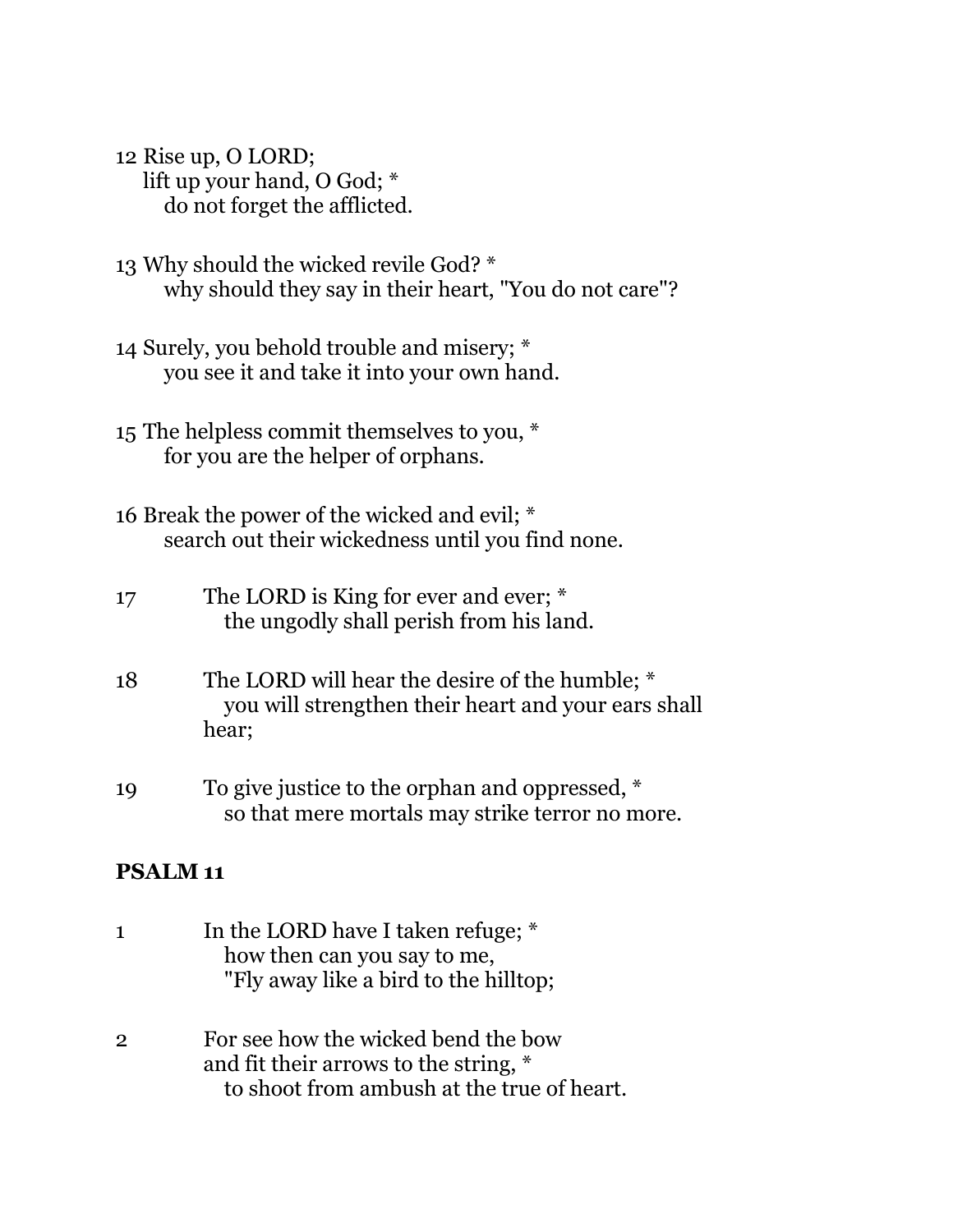12 Rise up, O LORD;
lift up your hand, O God; *
do not forget the afflicted.

13 Why should the wicked revile God? *
why should they say in their heart, "You do not care"?

14 Surely, you behold trouble and misery; *
you see it and take it into your own hand.

15 The helpless commit themselves to you, *
for you are the helper of orphans.

16 Break the power of the wicked and evil; *
search out their wickedness until you find none.

17 The LORD is King for ever and ever; *
the ungodly shall perish from his land.

18 The LORD will hear the desire of the humble; *
you will strengthen their heart and your ears shall hear;

19 To give justice to the orphan and oppressed, *
so that mere mortals may strike terror no more.

**PSALM 11**

1 In the LORD have I taken refuge; *
how then can you say to me,
"Fly away like a bird to the hilltop;

2 For see how the wicked bend the bow
and fit their arrows to the string, *
to shoot from ambush at the true of heart.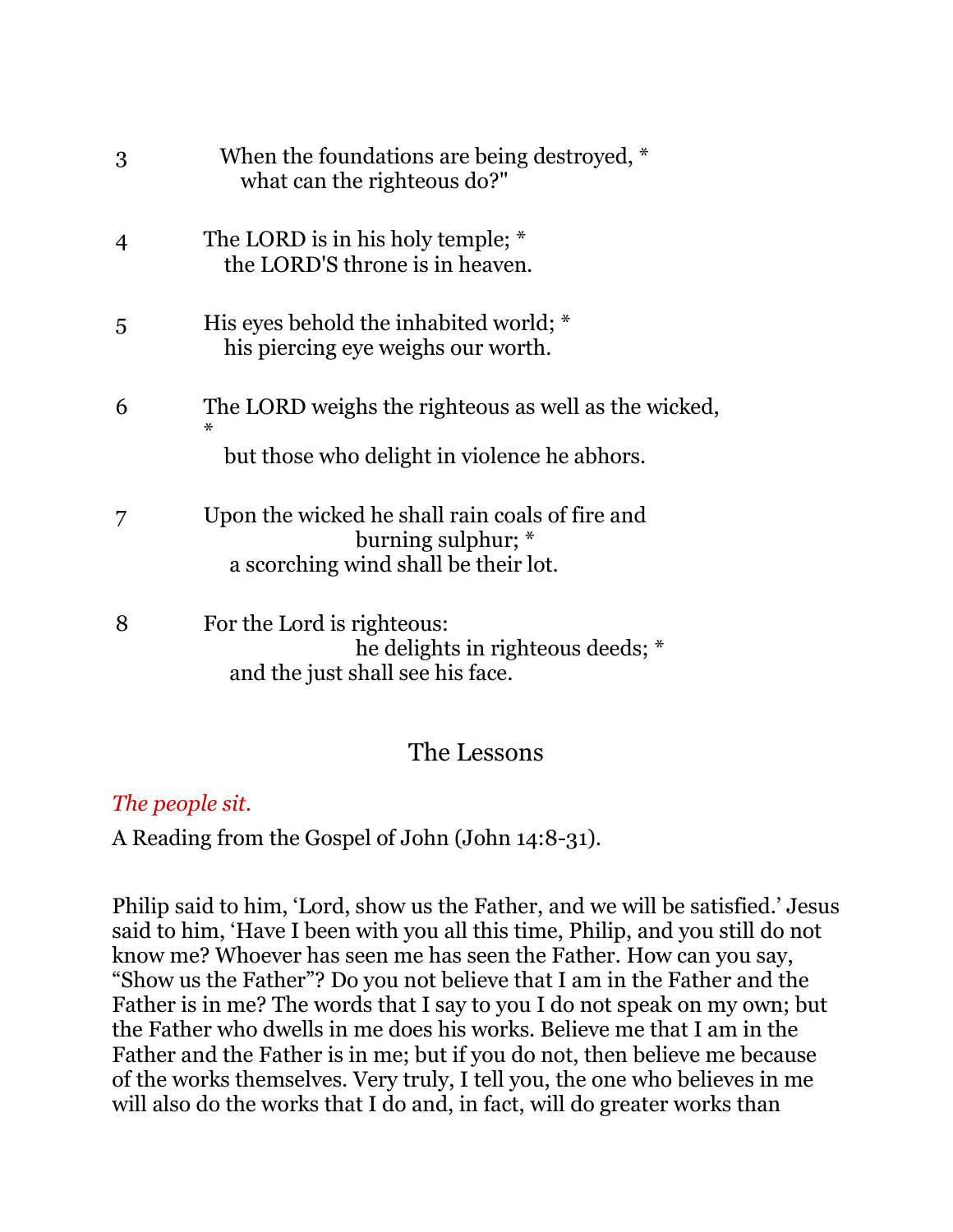3 When the foundations are being destroyed, *
  what can the righteous do?"

4 The LORD is in his holy temple; *
  the LORD'S throne is in heaven.

5 His eyes behold the inhabited world; *
  his piercing eye weighs our worth.

6 The LORD weighs the righteous as well as the wicked, *
  but those who delight in violence he abhors.

7 Upon the wicked he shall rain coals of fire and burning sulphur; *
  a scorching wind shall be their lot.

8 For the Lord is righteous: he delights in righteous deeds; *
  and the just shall see his face.

## The Lessons

*The people sit.*

A Reading from the Gospel of John (John 14:8-31).

Philip said to him, 'Lord, show us the Father, and we will be satisfied.' Jesus said to him, 'Have I been with you all this time, Philip, and you still do not know me? Whoever has seen me has seen the Father. How can you say, "Show us the Father"? Do you not believe that I am in the Father and the Father is in me? The words that I say to you I do not speak on my own; but the Father who dwells in me does his works. Believe me that I am in the Father and the Father is in me; but if you do not, then believe me because of the works themselves. Very truly, I tell you, the one who believes in me will also do the works that I do and, in fact, will do greater works than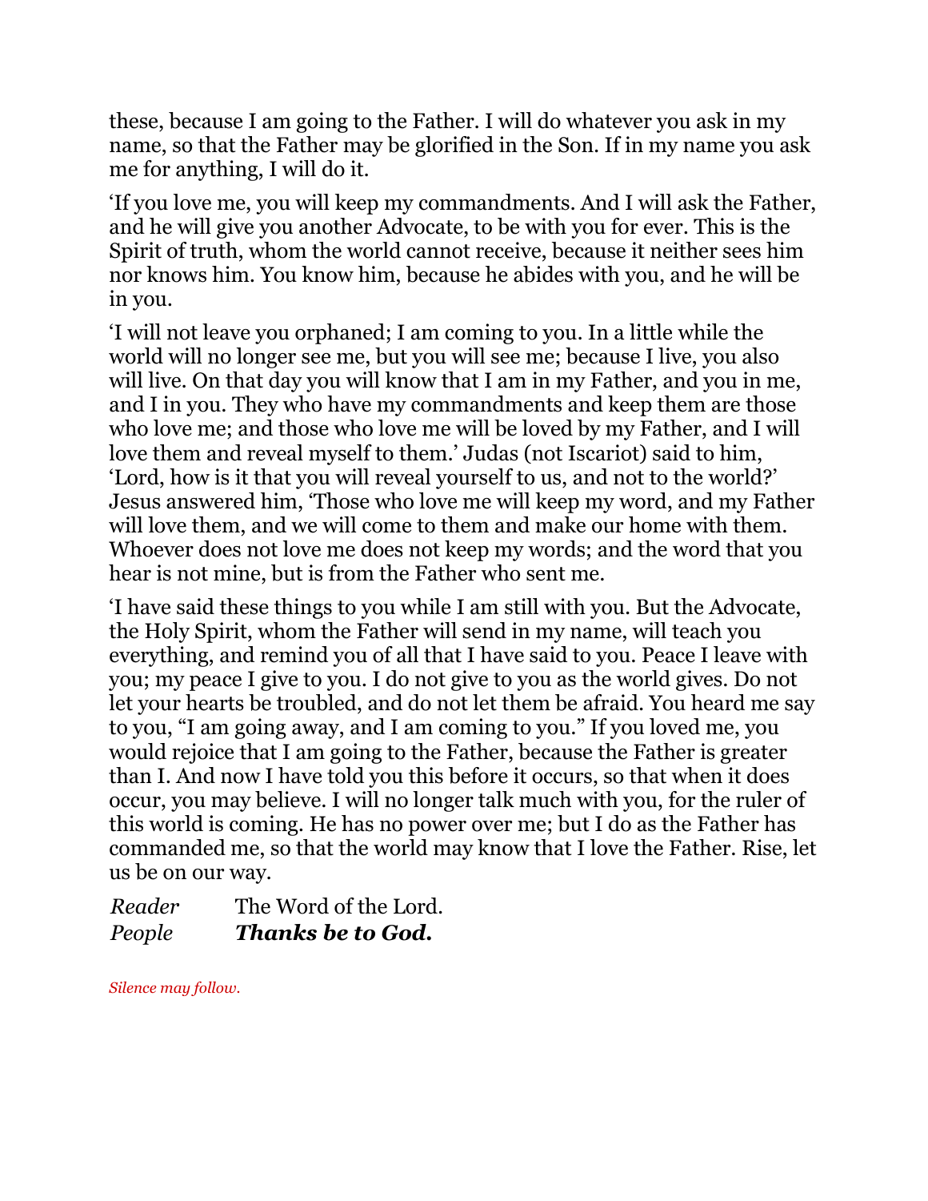these, because I am going to the Father. I will do whatever you ask in my name, so that the Father may be glorified in the Son. If in my name you ask me for anything, I will do it.

'If you love me, you will keep my commandments. And I will ask the Father, and he will give you another Advocate, to be with you for ever. This is the Spirit of truth, whom the world cannot receive, because it neither sees him nor knows him. You know him, because he abides with you, and he will be in you.

'I will not leave you orphaned; I am coming to you. In a little while the world will no longer see me, but you will see me; because I live, you also will live. On that day you will know that I am in my Father, and you in me, and I in you. They who have my commandments and keep them are those who love me; and those who love me will be loved by my Father, and I will love them and reveal myself to them.' Judas (not Iscariot) said to him, 'Lord, how is it that you will reveal yourself to us, and not to the world?' Jesus answered him, 'Those who love me will keep my word, and my Father will love them, and we will come to them and make our home with them. Whoever does not love me does not keep my words; and the word that you hear is not mine, but is from the Father who sent me.

'I have said these things to you while I am still with you. But the Advocate, the Holy Spirit, whom the Father will send in my name, will teach you everything, and remind you of all that I have said to you. Peace I leave with you; my peace I give to you. I do not give to you as the world gives. Do not let your hearts be troubled, and do not let them be afraid. You heard me say to you, "I am going away, and I am coming to you." If you loved me, you would rejoice that I am going to the Father, because the Father is greater than I. And now I have told you this before it occurs, so that when it does occur, you may believe. I will no longer talk much with you, for the ruler of this world is coming. He has no power over me; but I do as the Father has commanded me, so that the world may know that I love the Father. Rise, let us be on our way.

*Reader* The Word of the Lord.
*People* ***Thanks be to God.***

*Silence may follow.*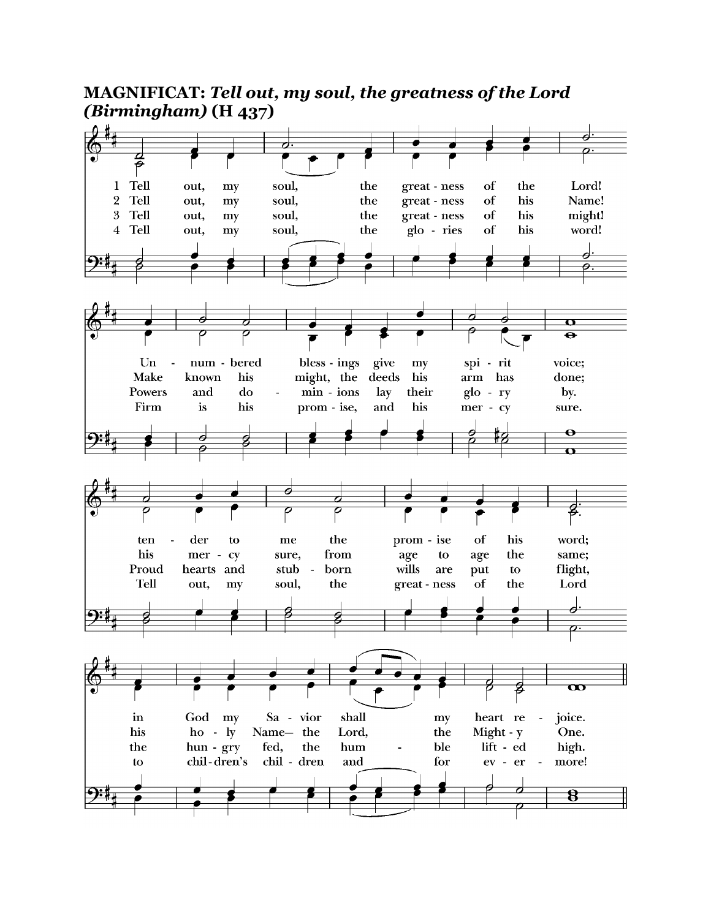**MAGNIFICAT:** ***Tell out, my soul, the greatness of the Lord (Birmingham)*** **(H 437)**

1 Tell out, my soul, the great - ness of the Lord!
Un - num - bered bless - ings give my spi - rit voice;
ten - der to me the prom - ise of his word;
in God my Sa - vior shall my heart re - joice.

2 Tell out, my soul, the great - ness of his Name!
Make known his might, the deeds his arm has done;
his mer - cy sure, from age to age the same;
his ho - ly Name— the Lord, the Might - y One.

3 Tell out, my soul, the great - ness of his might!
Powers and do - min - ions lay their glo - ry by.
Proud hearts and stub - born wills are put to flight,
the hun - gry fed, the hum - ble lift - ed high.

4 Tell out, my soul, the glo - ries of his word!
Firm is his prom - ise, and his mer - cy sure.
Tell out, my soul, the great - ness of the Lord
to chil - dren's chil - dren and for ev - er - more!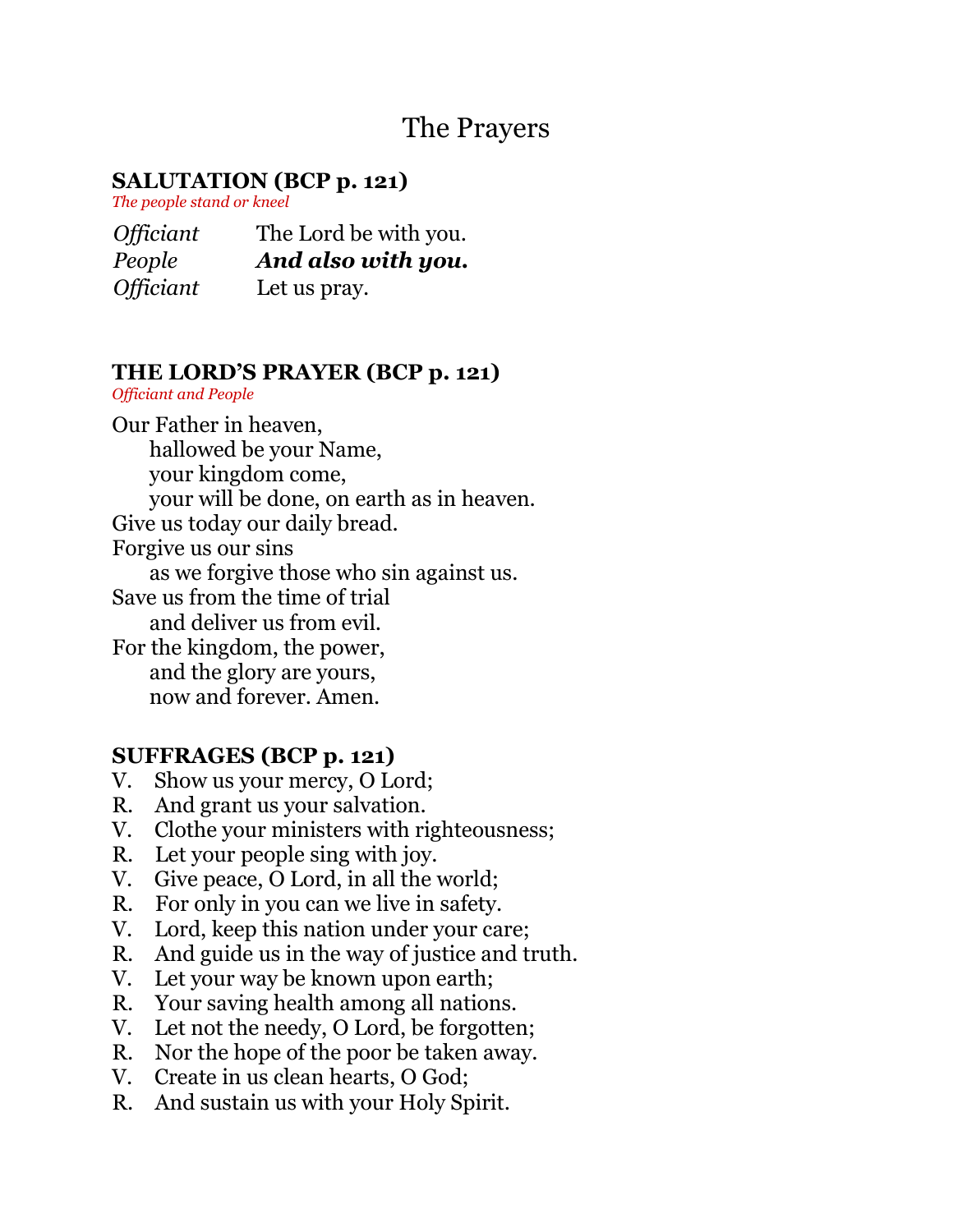# The Prayers

## SALUTATION (BCP p. 121)

*The people stand or kneel*

*Officiant* The Lord be with you.
*People* ***And also with you.***
*Officiant* Let us pray.

## THE LORD'S PRAYER (BCP p. 121)

*Officiant and People*

Our Father in heaven,
hallowed be your Name,
your kingdom come,
your will be done, on earth as in heaven.
Give us today our daily bread.
Forgive us our sins
as we forgive those who sin against us.
Save us from the time of trial
and deliver us from evil.
For the kingdom, the power,
and the glory are yours,
now and forever. Amen.

## SUFFRAGES (BCP p. 121)

V. Show us your mercy, O Lord;
R. And grant us your salvation.
V. Clothe your ministers with righteousness;
R. Let your people sing with joy.
V. Give peace, O Lord, in all the world;
R. For only in you can we live in safety.
V. Lord, keep this nation under your care;
R. And guide us in the way of justice and truth.
V. Let your way be known upon earth;
R. Your saving health among all nations.
V. Let not the needy, O Lord, be forgotten;
R. Nor the hope of the poor be taken away.
V. Create in us clean hearts, O God;
R. And sustain us with your Holy Spirit.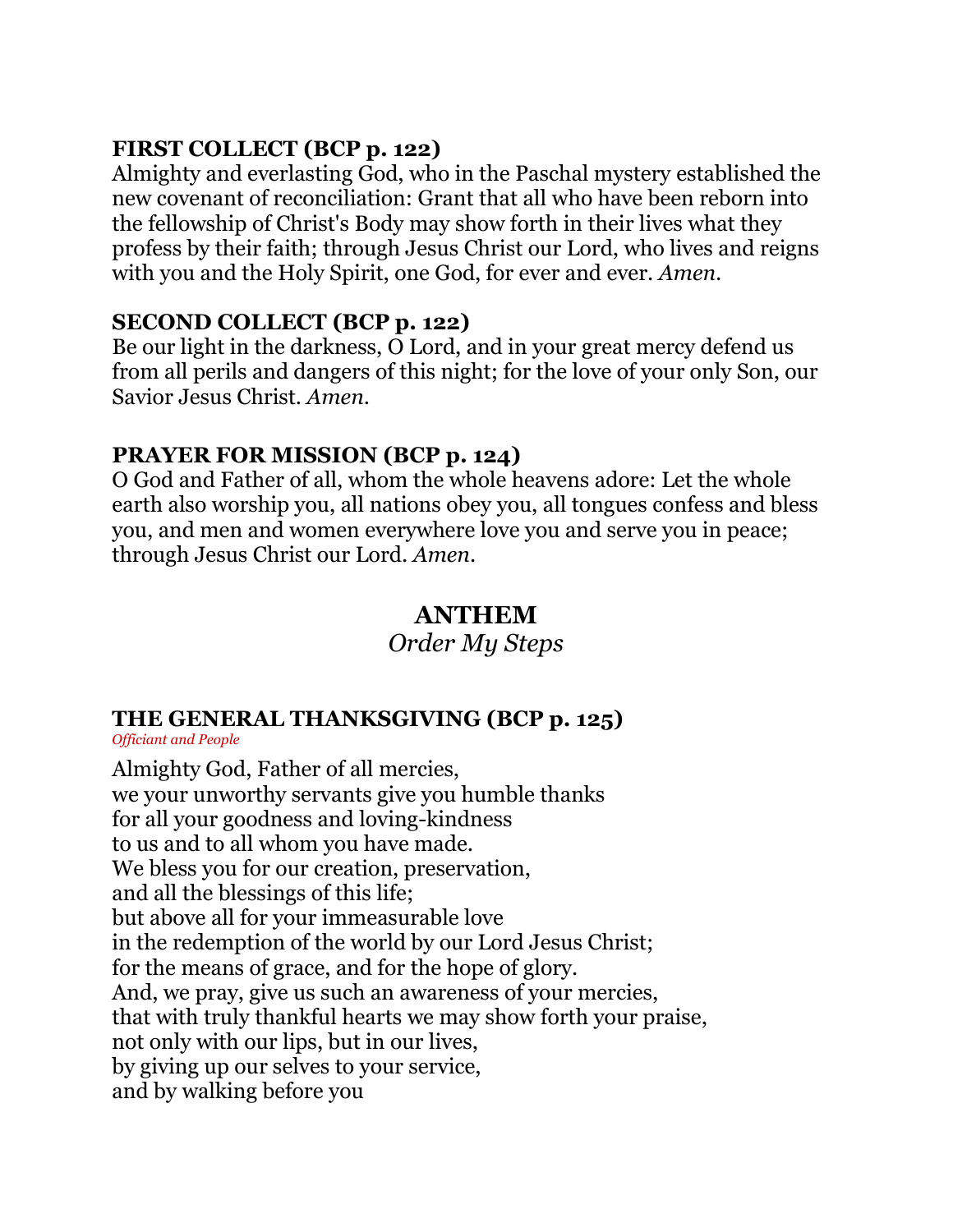**FIRST COLLECT (BCP p. 122)**
Almighty and everlasting God, who in the Paschal mystery established the new covenant of reconciliation: Grant that all who have been reborn into the fellowship of Christ's Body may show forth in their lives what they profess by their faith; through Jesus Christ our Lord, who lives and reigns with you and the Holy Spirit, one God, for ever and ever. *Amen.*

**SECOND COLLECT (BCP p. 122)**
Be our light in the darkness, O Lord, and in your great mercy defend us from all perils and dangers of this night; for the love of your only Son, our Savior Jesus Christ. *Amen.*

**PRAYER FOR MISSION (BCP p. 124)**
O God and Father of all, whom the whole heavens adore: Let the whole earth also worship you, all nations obey you, all tongues confess and bless you, and men and women everywhere love you and serve you in peace; through Jesus Christ our Lord. *Amen.*

## ANTHEM

*Order My Steps*

**THE GENERAL THANKSGIVING (BCP p. 125)**
*Officiant and People*

Almighty God, Father of all mercies,
we your unworthy servants give you humble thanks
for all your goodness and loving-kindness
to us and to all whom you have made.
We bless you for our creation, preservation,
and all the blessings of this life;
but above all for your immeasurable love
in the redemption of the world by our Lord Jesus Christ;
for the means of grace, and for the hope of glory.
And, we pray, give us such an awareness of your mercies,
that with truly thankful hearts we may show forth your praise,
not only with our lips, but in our lives,
by giving up our selves to your service,
and by walking before you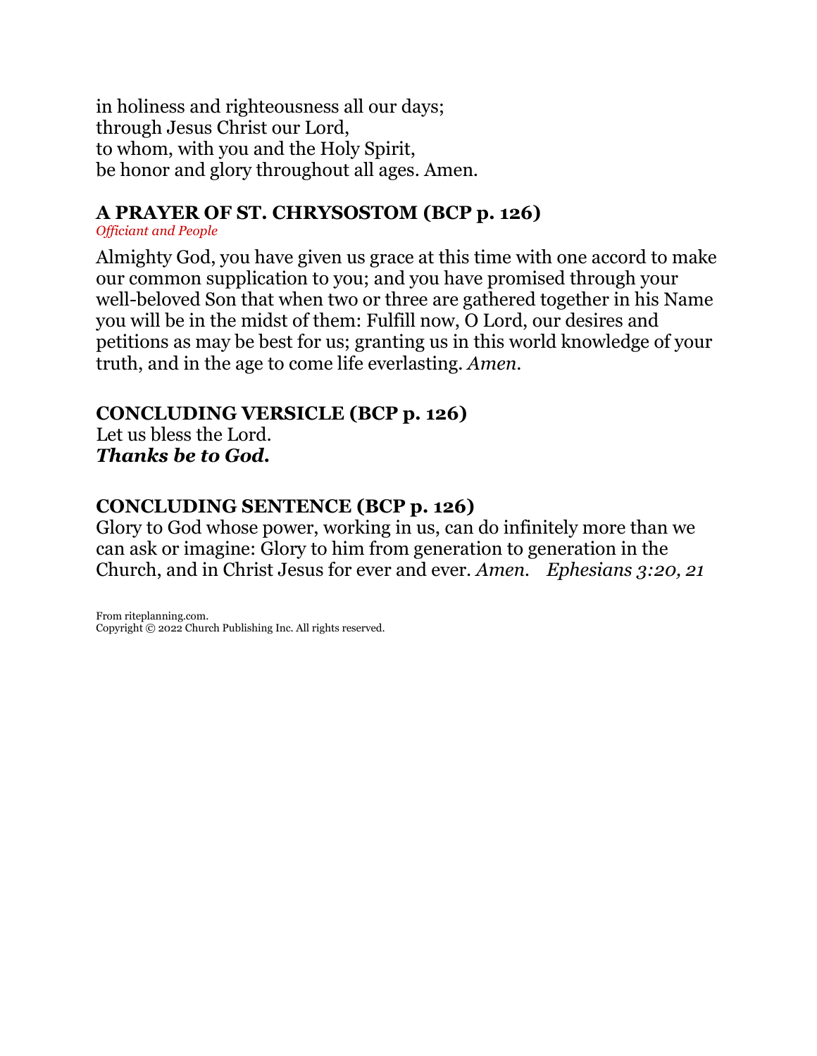in holiness and righteousness all our days;
through Jesus Christ our Lord,
to whom, with you and the Holy Spirit,
be honor and glory throughout all ages. Amen.

## A PRAYER OF ST. CHRYSOSTOM (BCP p. 126)

*Officiant and People*

Almighty God, you have given us grace at this time with one accord to make our common supplication to you; and you have promised through your well-beloved Son that when two or three are gathered together in his Name you will be in the midst of them: Fulfill now, O Lord, our desires and petitions as may be best for us; granting us in this world knowledge of your truth, and in the age to come life everlasting. *Amen.*

## CONCLUDING VERSICLE (BCP p. 126)

Let us bless the Lord.
***Thanks be to God.***

## CONCLUDING SENTENCE (BCP p. 126)

Glory to God whose power, working in us, can do infinitely more than we can ask or imagine: Glory to him from generation to generation in the Church, and in Christ Jesus for ever and ever. *Amen.* *Ephesians 3:20, 21*

From riteplanning.com.
Copyright © 2022 Church Publishing Inc. All rights reserved.